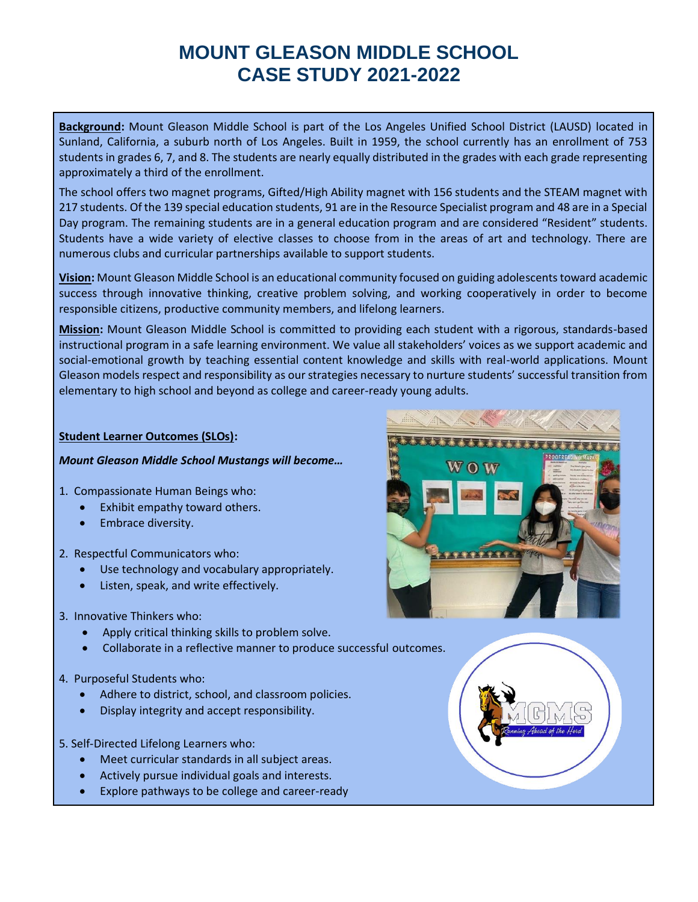# MOUNT GLEASON MIDDLE SCHOOL
# CASE STUDY 2021-2022

**Background:** Mount Gleason Middle School is part of the Los Angeles Unified School District (LAUSD) located in Sunland, California, a suburb north of Los Angeles. Built in 1959, the school currently has an enrollment of 753 students in grades 6, 7, and 8. The students are nearly equally distributed in the grades with each grade representing approximately a third of the enrollment.

The school offers two magnet programs, Gifted/High Ability magnet with 156 students and the STEAM magnet with 217 students. Of the 139 special education students, 91 are in the Resource Specialist program and 48 are in a Special Day program. The remaining students are in a general education program and are considered "Resident" students. Students have a wide variety of elective classes to choose from in the areas of art and technology. There are numerous clubs and curricular partnerships available to support students.

**Vision:** Mount Gleason Middle School is an educational community focused on guiding adolescents toward academic success through innovative thinking, creative problem solving, and working cooperatively in order to become responsible citizens, productive community members, and lifelong learners.

**Mission:** Mount Gleason Middle School is committed to providing each student with a rigorous, standards-based instructional program in a safe learning environment. We value all stakeholders' voices as we support academic and social-emotional growth by teaching essential content knowledge and skills with real-world applications. Mount Gleason models respect and responsibility as our strategies necessary to nurture students' successful transition from elementary to high school and beyond as college and career-ready young adults.

**Student Learner Outcomes (SLOs):**

***Mount Gleason Middle School Mustangs will become…***

1. Compassionate Human Beings who:
   - Exhibit empathy toward others.
   - Embrace diversity.
2. Respectful Communicators who:
   - Use technology and vocabulary appropriately.
   - Listen, speak, and write effectively.
3. Innovative Thinkers who:
   - Apply critical thinking skills to problem solve.
   - Collaborate in a reflective manner to produce successful outcomes.
4. Purposeful Students who:
   - Adhere to district, school, and classroom policies.
   - Display integrity and accept responsibility.
5. Self-Directed Lifelong Learners who:
   - Meet curricular standards in all subject areas.
   - Actively pursue individual goals and interests.
   - Explore pathways to be college and career-ready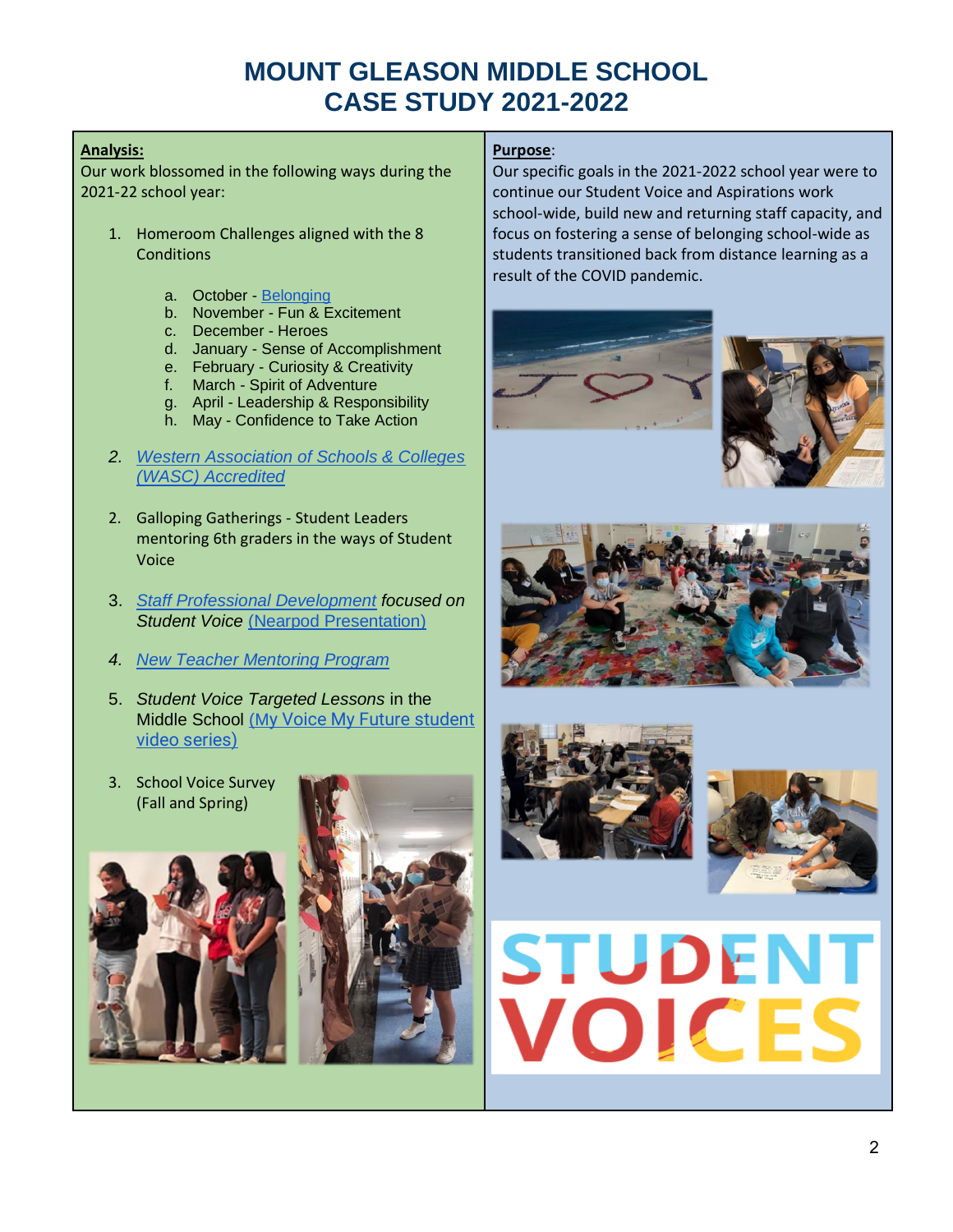# MOUNT GLEASON MIDDLE SCHOOL
# CASE STUDY 2021-2022

**Analysis:**

Our work blossomed in the following ways during the 2021-22 school year:

1. Homeroom Challenges aligned with the 8 Conditions
   a. October - Belonging
   b. November - Fun & Excitement
   c. December - Heroes
   d. January - Sense of Accomplishment
   e. February - Curiosity & Creativity
   f. March - Spirit of Adventure
   g. April - Leadership & Responsibility
   h. May - Confidence to Take Action

2. *Western Association of Schools & Colleges (WASC) Accredited*

2. Galloping Gatherings - Student Leaders mentoring 6th graders in the ways of Student Voice

3. *Staff Professional Development focused on Student Voice* (Nearpod Presentation)

4. *New Teacher Mentoring Program*

5. *Student Voice Targeted Lessons* in the Middle School (My Voice My Future student video series)

3. School Voice Survey (Fall and Spring)

**Purpose**:

Our specific goals in the 2021-2022 school year were to continue our Student Voice and Aspirations work school-wide, build new and returning staff capacity, and focus on fostering a sense of belonging school-wide as students transitioned back from distance learning as a result of the COVID pandemic.

STUDENT VOICES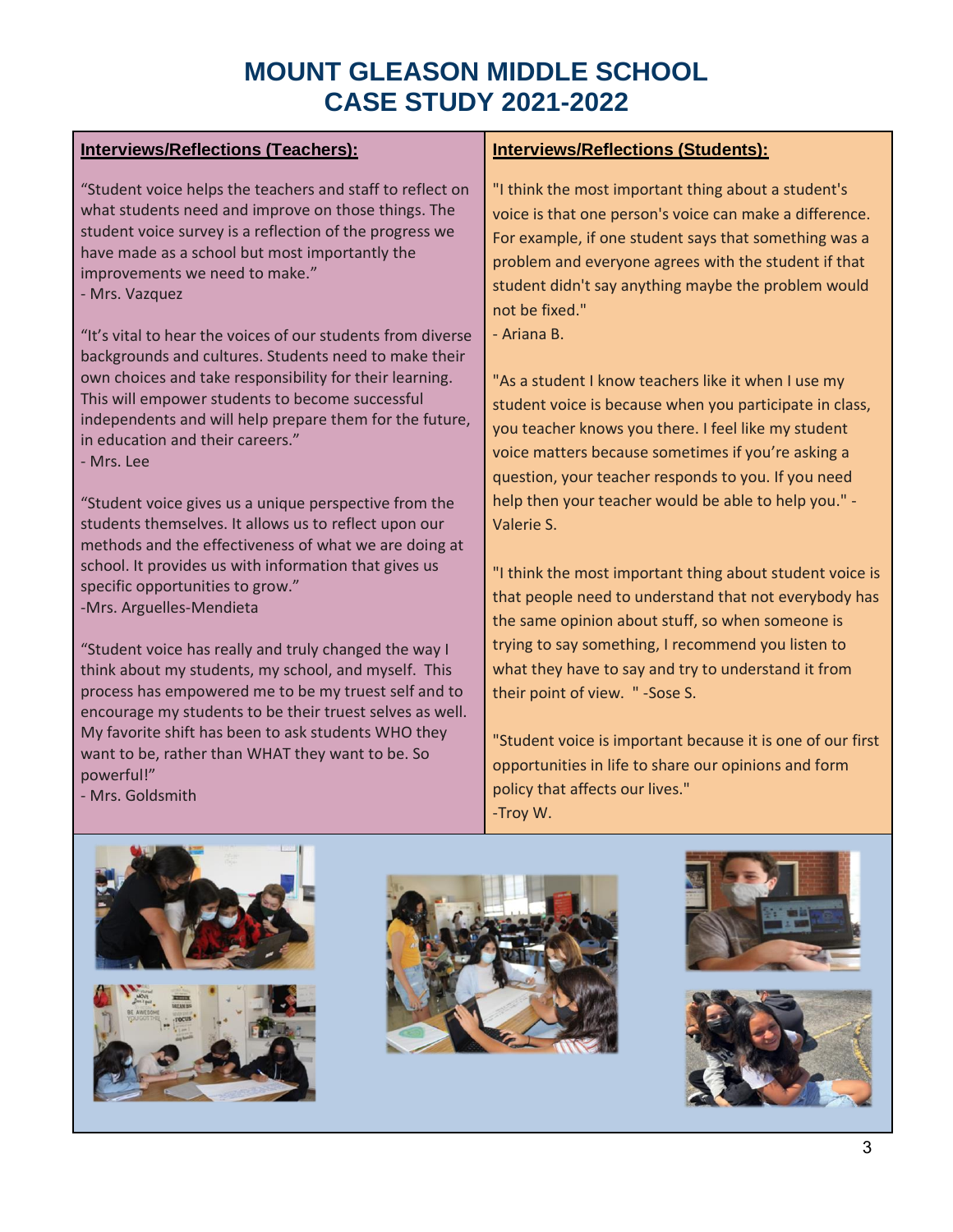# MOUNT GLEASON MIDDLE SCHOOL
# CASE STUDY 2021-2022

## Interviews/Reflections (Teachers):

"Student voice helps the teachers and staff to reflect on what students need and improve on those things. The student voice survey is a reflection of the progress we have made as a school but most importantly the improvements we need to make."
- Mrs. Vazquez

"It's vital to hear the voices of our students from diverse backgrounds and cultures. Students need to make their own choices and take responsibility for their learning. This will empower students to become successful independents and will help prepare them for the future, in education and their careers."
- Mrs. Lee

"Student voice gives us a unique perspective from the students themselves. It allows us to reflect upon our methods and the effectiveness of what we are doing at school. It provides us with information that gives us specific opportunities to grow."
-Mrs. Arguelles-Mendieta

"Student voice has really and truly changed the way I think about my students, my school, and myself. This process has empowered me to be my truest self and to encourage my students to be their truest selves as well. My favorite shift has been to ask students WHO they want to be, rather than WHAT they want to be. So powerful!"
- Mrs. Goldsmith

## Interviews/Reflections (Students):

"I think the most important thing about a student's voice is that one person's voice can make a difference. For example, if one student says that something was a problem and everyone agrees with the student if that student didn't say anything maybe the problem would not be fixed."
- Ariana B.

"As a student I know teachers like it when I use my student voice is because when you participate in class, you teacher knows you there. I feel like my student voice matters because sometimes if you're asking a question, your teacher responds to you. If you need help then your teacher would be able to help you." - Valerie S.

"I think the most important thing about student voice is that people need to understand that not everybody has the same opinion about stuff, so when someone is trying to say something, I recommend you listen to what they have to say and try to understand it from their point of view. " -Sose S.

"Student voice is important because it is one of our first opportunities in life to share our opinions and form policy that affects our lives."
-Troy W.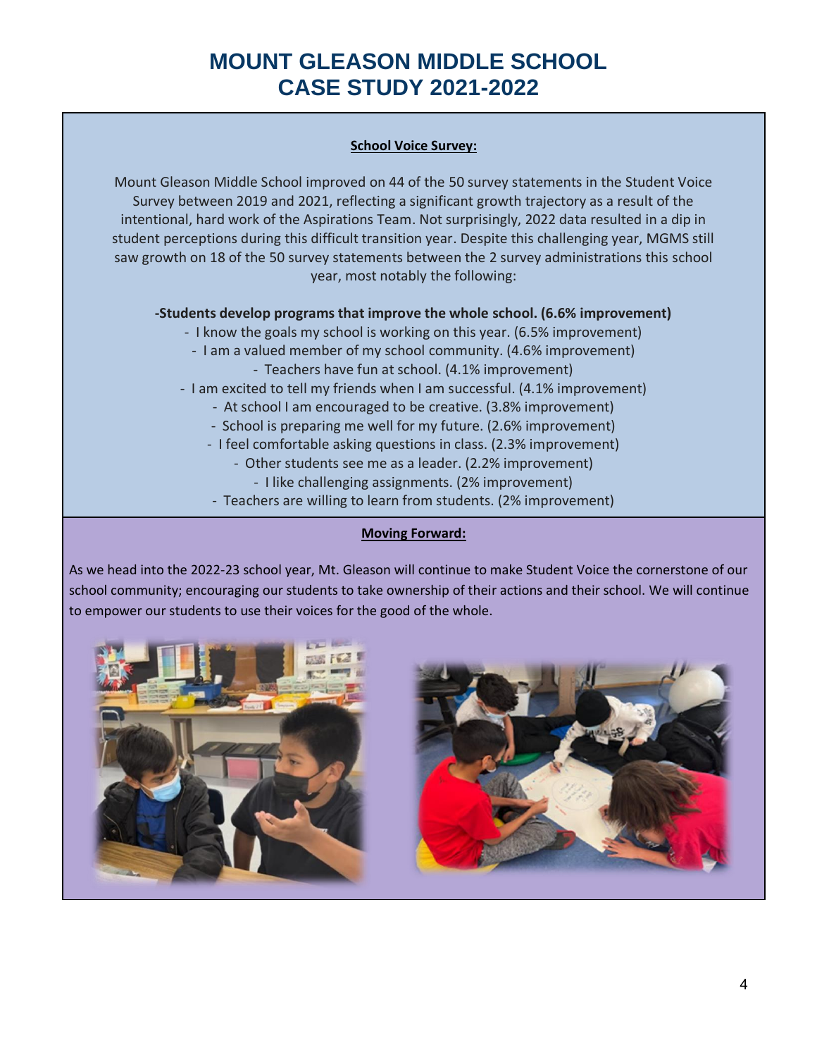# MOUNT GLEASON MIDDLE SCHOOL
# CASE STUDY 2021-2022

**School Voice Survey:**

Mount Gleason Middle School improved on 44 of the 50 survey statements in the Student Voice Survey between 2019 and 2021, reflecting a significant growth trajectory as a result of the intentional, hard work of the Aspirations Team. Not surprisingly, 2022 data resulted in a dip in student perceptions during this difficult transition year. Despite this challenging year, MGMS still saw growth on 18 of the 50 survey statements between the 2 survey administrations this school year, most notably the following:

**-Students develop programs that improve the whole school. (6.6% improvement)**

- I know the goals my school is working on this year. (6.5% improvement)
- I am a valued member of my school community. (4.6% improvement)
- Teachers have fun at school. (4.1% improvement)
- I am excited to tell my friends when I am successful. (4.1% improvement)
- At school I am encouraged to be creative. (3.8% improvement)
- School is preparing me well for my future. (2.6% improvement)
- I feel comfortable asking questions in class. (2.3% improvement)
- Other students see me as a leader. (2.2% improvement)
- I like challenging assignments. (2% improvement)
- Teachers are willing to learn from students. (2% improvement)

**Moving Forward:**

As we head into the 2022-23 school year, Mt. Gleason will continue to make Student Voice the cornerstone of our school community; encouraging our students to take ownership of their actions and their school. We will continue to empower our students to use their voices for the good of the whole.